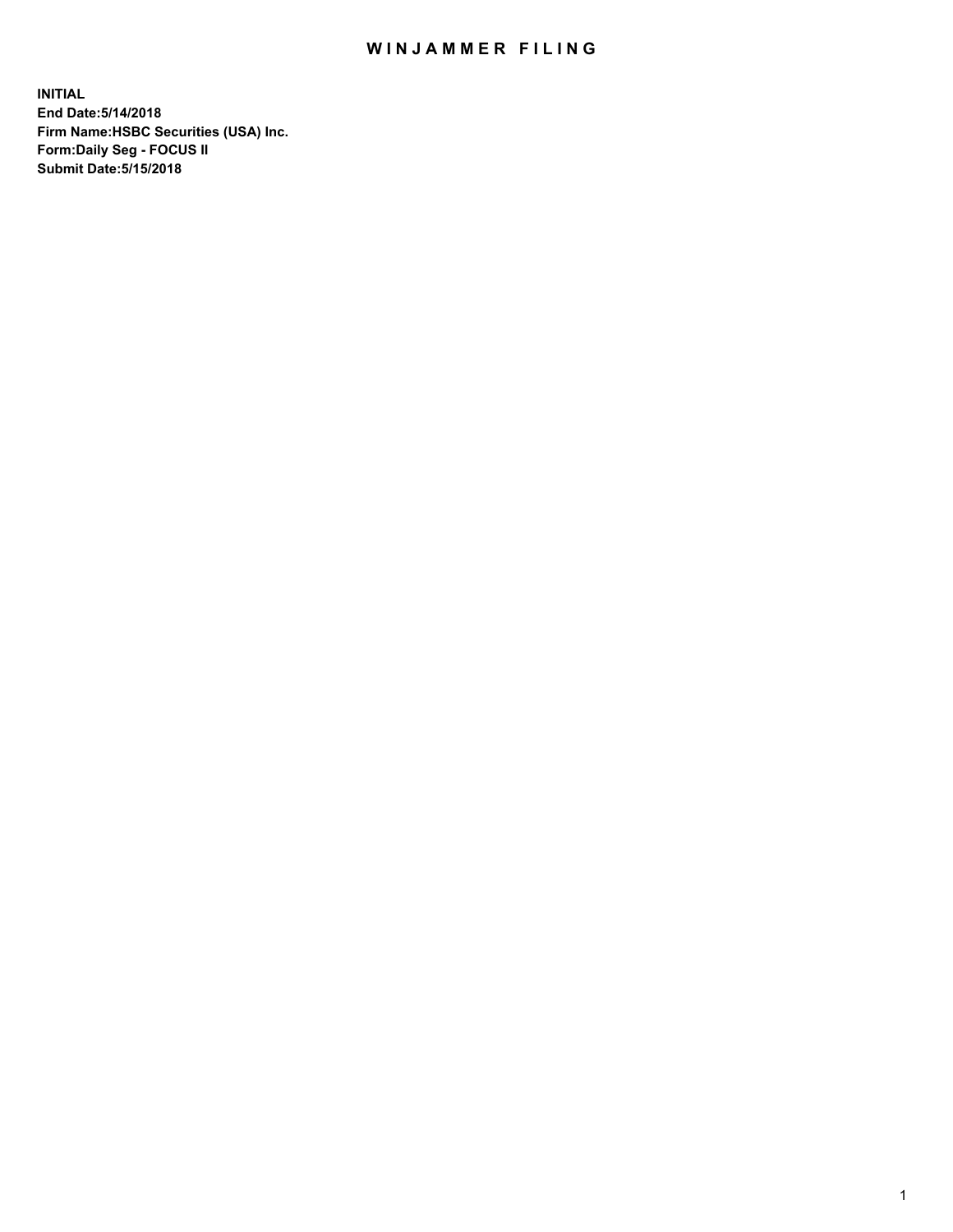# WINJAMMER FILING

**INITIAL**
**End Date:5/14/2018**
**Firm Name:HSBC Securities (USA) Inc.**
**Form:Daily Seg - FOCUS II**
**Submit Date:5/15/2018**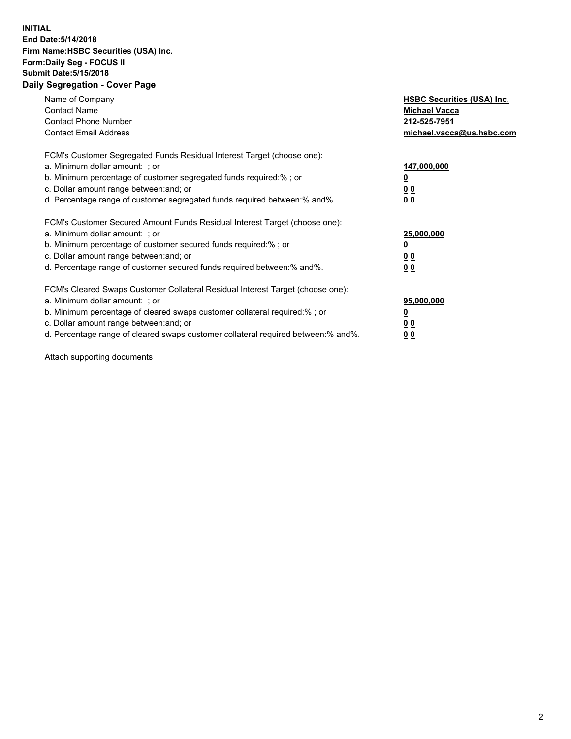**INITIAL**
**End Date:5/14/2018**
**Firm Name:HSBC Securities (USA) Inc.**
**Form:Daily Seg - FOCUS II**
**Submit Date:5/15/2018**
**Daily Segregation - Cover Page**

| | |
|---|---|
| Name of Company | **HSBC Securities (USA) Inc.** |
| Contact Name | **Michael Vacca** |
| Contact Phone Number | **212-525-7951** |
| Contact Email Address | **michael.vacca@us.hsbc.com** |
| FCM's Customer Segregated Funds Residual Interest Target (choose one): | |
| a. Minimum dollar amount: ; or | **147,000,000** |
| b. Minimum percentage of customer segregated funds required:% ; or | **0** |
| c. Dollar amount range between:and; or | **0 0** |
| d. Percentage range of customer segregated funds required between:% and%. | **0 0** |
| FCM's Customer Secured Amount Funds Residual Interest Target (choose one): | |
| a. Minimum dollar amount: ; or | **25,000,000** |
| b. Minimum percentage of customer secured funds required:% ; or | **0** |
| c. Dollar amount range between:and; or | **0 0** |
| d. Percentage range of customer secured funds required between:% and%. | **0 0** |
| FCM's Cleared Swaps Customer Collateral Residual Interest Target (choose one): | |
| a. Minimum dollar amount: ; or | **95,000,000** |
| b. Minimum percentage of cleared swaps customer collateral required:% ; or | **0** |
| c. Dollar amount range between:and; or | **0 0** |
| d. Percentage range of cleared swaps customer collateral required between:% and%. | **0 0** |

Attach supporting documents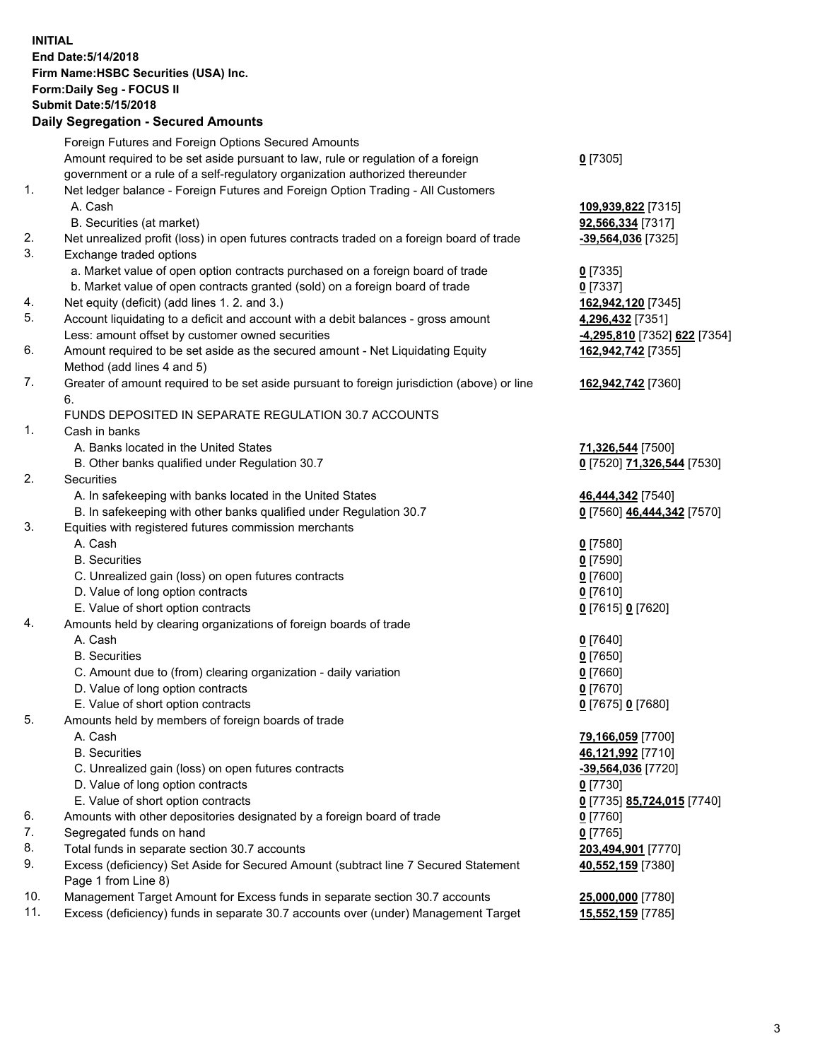**INITIAL**
**End Date:5/14/2018**
**Firm Name:HSBC Securities (USA) Inc.**
**Form:Daily Seg - FOCUS II**
**Submit Date:5/15/2018**

## Daily Segregation - Secured Amounts

| | | |
|---|---|---|
| | Foreign Futures and Foreign Options Secured Amounts | |
| | Amount required to be set aside pursuant to law, rule or regulation of a foreign government or a rule of a self-regulatory organization authorized thereunder | **0** [7305] |
| 1. | Net ledger balance - Foreign Futures and Foreign Option Trading - All Customers | |
| | A. Cash | **109,939,822** [7315] |
| | B. Securities (at market) | **92,566,334** [7317] |
| 2. | Net unrealized profit (loss) in open futures contracts traded on a foreign board of trade | **-39,564,036** [7325] |
| 3. | Exchange traded options | |
| | a. Market value of open option contracts purchased on a foreign board of trade | **0** [7335] |
| | b. Market value of open contracts granted (sold) on a foreign board of trade | **0** [7337] |
| 4. | Net equity (deficit) (add lines 1. 2. and 3.) | **162,942,120** [7345] |
| 5. | Account liquidating to a deficit and account with a debit balances - gross amount | **4,296,432** [7351] |
| | Less: amount offset by customer owned securities | **-4,295,810** [7352] **622** [7354] |
| 6. | Amount required to be set aside as the secured amount - Net Liquidating Equity Method (add lines 4 and 5) | **162,942,742** [7355] |
| 7. | Greater of amount required to be set aside pursuant to foreign jurisdiction (above) or line 6. | **162,942,742** [7360] |
| | FUNDS DEPOSITED IN SEPARATE REGULATION 30.7 ACCOUNTS | |
| 1. | Cash in banks | |
| | A. Banks located in the United States | **71,326,544** [7500] |
| | B. Other banks qualified under Regulation 30.7 | **0** [7520] **71,326,544** [7530] |
| 2. | Securities | |
| | A. In safekeeping with banks located in the United States | **46,444,342** [7540] |
| | B. In safekeeping with other banks qualified under Regulation 30.7 | **0** [7560] **46,444,342** [7570] |
| 3. | Equities with registered futures commission merchants | |
| | A. Cash | **0** [7580] |
| | B. Securities | **0** [7590] |
| | C. Unrealized gain (loss) on open futures contracts | **0** [7600] |
| | D. Value of long option contracts | **0** [7610] |
| | E. Value of short option contracts | **0** [7615] **0** [7620] |
| 4. | Amounts held by clearing organizations of foreign boards of trade | |
| | A. Cash | **0** [7640] |
| | B. Securities | **0** [7650] |
| | C. Amount due to (from) clearing organization - daily variation | **0** [7660] |
| | D. Value of long option contracts | **0** [7670] |
| | E. Value of short option contracts | **0** [7675] **0** [7680] |
| 5. | Amounts held by members of foreign boards of trade | |
| | A. Cash | **79,166,059** [7700] |
| | B. Securities | **46,121,992** [7710] |
| | C. Unrealized gain (loss) on open futures contracts | **-39,564,036** [7720] |
| | D. Value of long option contracts | **0** [7730] |
| | E. Value of short option contracts | **0** [7735] **85,724,015** [7740] |
| 6. | Amounts with other depositories designated by a foreign board of trade | **0** [7760] |
| 7. | Segregated funds on hand | **0** [7765] |
| 8. | Total funds in separate section 30.7 accounts | **203,494,901** [7770] |
| 9. | Excess (deficiency) Set Aside for Secured Amount (subtract line 7 Secured Statement Page 1 from Line 8) | **40,552,159** [7380] |
| 10. | Management Target Amount for Excess funds in separate section 30.7 accounts | **25,000,000** [7780] |
| 11. | Excess (deficiency) funds in separate 30.7 accounts over (under) Management Target | **15,552,159** [7785] |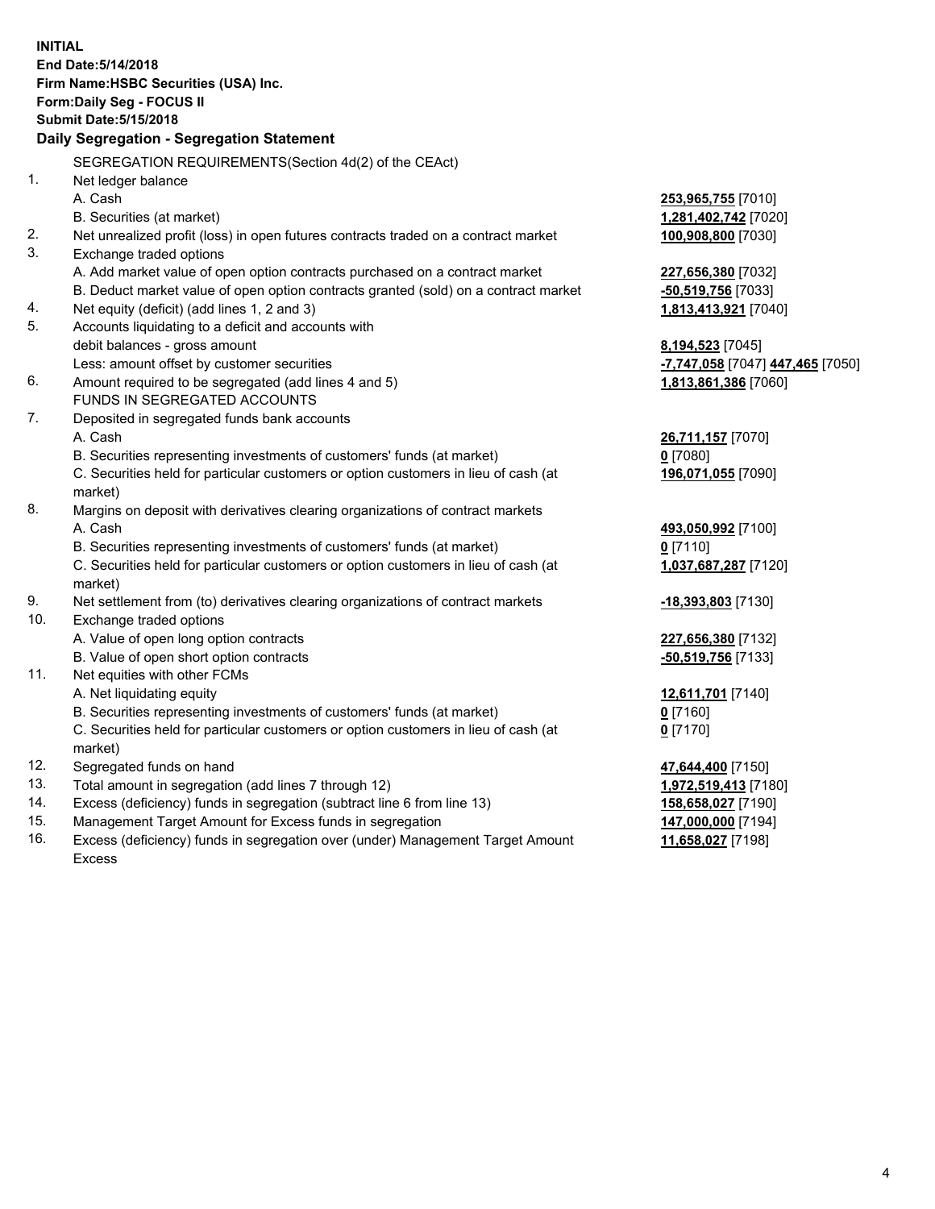**INITIAL**
**End Date:5/14/2018**
**Firm Name:HSBC Securities (USA) Inc.**
**Form:Daily Seg - FOCUS II**
**Submit Date:5/15/2018**

## Daily Segregation - Segregation Statement

| | | |
|---|---|---|
| | SEGREGATION REQUIREMENTS(Section 4d(2) of the CEAct) | |
| 1. | Net ledger balance | |
| | A. Cash | **253,965,755** [7010] |
| | B. Securities (at market) | **1,281,402,742** [7020] |
| 2. | Net unrealized profit (loss) in open futures contracts traded on a contract market | **100,908,800** [7030] |
| 3. | Exchange traded options | |
| | A. Add market value of open option contracts purchased on a contract market | **227,656,380** [7032] |
| | B. Deduct market value of open option contracts granted (sold) on a contract market | **-50,519,756** [7033] |
| 4. | Net equity (deficit) (add lines 1, 2 and 3) | **1,813,413,921** [7040] |
| 5. | Accounts liquidating to a deficit and accounts with debit balances - gross amount | **8,194,523** [7045] |
| | Less: amount offset by customer securities | **-7,747,058** [7047] **447,465** [7050] |
| 6. | Amount required to be segregated (add lines 4 and 5) | **1,813,861,386** [7060] |
| | FUNDS IN SEGREGATED ACCOUNTS | |
| 7. | Deposited in segregated funds bank accounts | |
| | A. Cash | **26,711,157** [7070] |
| | B. Securities representing investments of customers' funds (at market) | **0** [7080] |
| | C. Securities held for particular customers or option customers in lieu of cash (at market) | **196,071,055** [7090] |
| 8. | Margins on deposit with derivatives clearing organizations of contract markets | |
| | A. Cash | **493,050,992** [7100] |
| | B. Securities representing investments of customers' funds (at market) | **0** [7110] |
| | C. Securities held for particular customers or option customers in lieu of cash (at market) | **1,037,687,287** [7120] |
| 9. | Net settlement from (to) derivatives clearing organizations of contract markets | **-18,393,803** [7130] |
| 10. | Exchange traded options | |
| | A. Value of open long option contracts | **227,656,380** [7132] |
| | B. Value of open short option contracts | **-50,519,756** [7133] |
| 11. | Net equities with other FCMs | |
| | A. Net liquidating equity | **12,611,701** [7140] |
| | B. Securities representing investments of customers' funds (at market) | **0** [7160] |
| | C. Securities held for particular customers or option customers in lieu of cash (at market) | **0** [7170] |
| 12. | Segregated funds on hand | **47,644,400** [7150] |
| 13. | Total amount in segregation (add lines 7 through 12) | **1,972,519,413** [7180] |
| 14. | Excess (deficiency) funds in segregation (subtract line 6 from line 13) | **158,658,027** [7190] |
| 15. | Management Target Amount for Excess funds in segregation | **147,000,000** [7194] |
| 16. | Excess (deficiency) funds in segregation over (under) Management Target Amount Excess | **11,658,027** [7198] |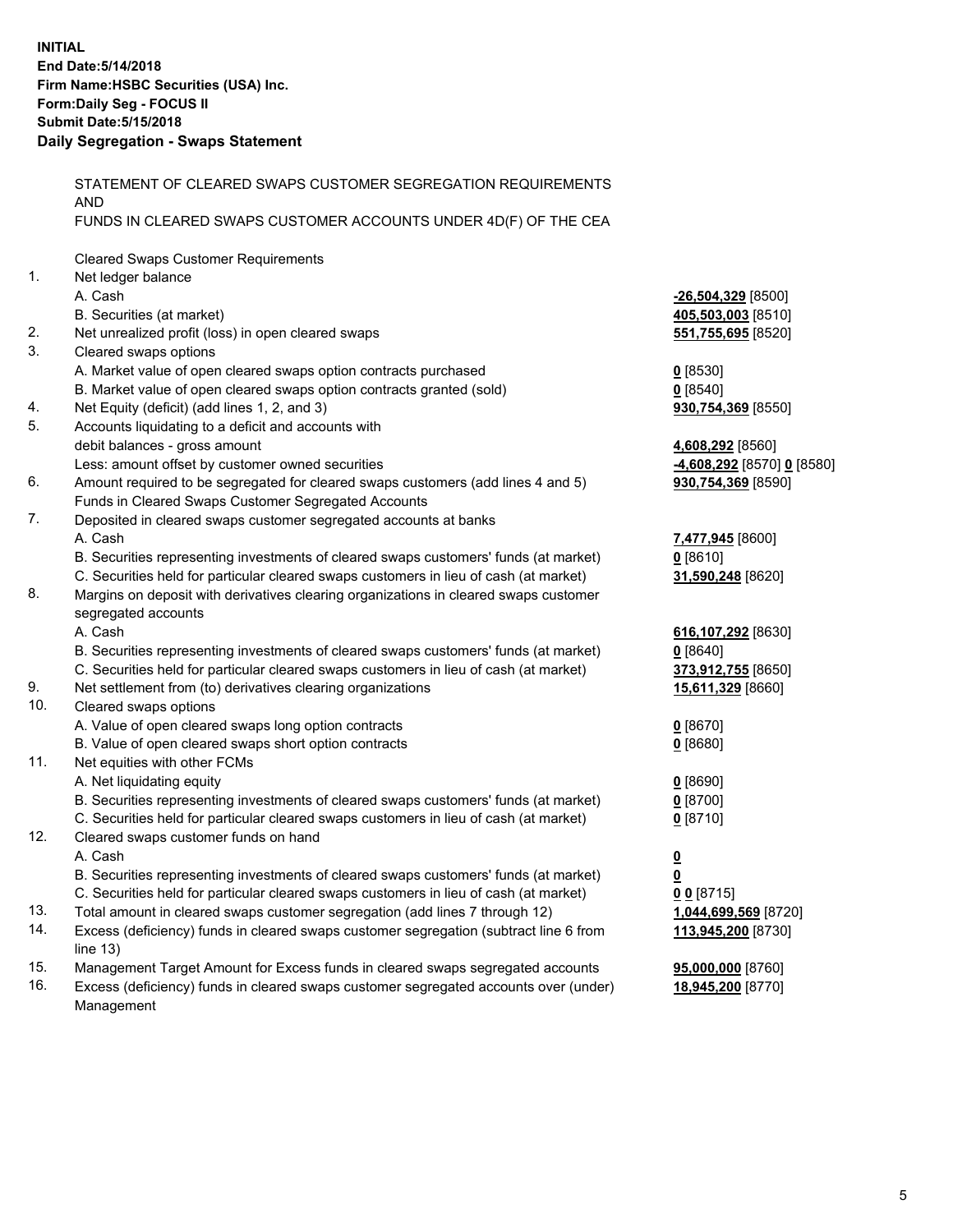**INITIAL**
**End Date:5/14/2018**
**Firm Name:HSBC Securities (USA) Inc.**
**Form:Daily Seg - FOCUS II**
**Submit Date:5/15/2018**
**Daily Segregation - Swaps Statement**

STATEMENT OF CLEARED SWAPS CUSTOMER SEGREGATION REQUIREMENTS AND FUNDS IN CLEARED SWAPS CUSTOMER ACCOUNTS UNDER 4D(F) OF THE CEA

| | | |
|---|---|---|
| | Cleared Swaps Customer Requirements | |
| 1. | Net ledger balance | |
| | A. Cash | **-26,504,329** [8500] |
| | B. Securities (at market) | **405,503,003** [8510] |
| 2. | Net unrealized profit (loss) in open cleared swaps | **551,755,695** [8520] |
| 3. | Cleared swaps options | |
| | A. Market value of open cleared swaps option contracts purchased | **0** [8530] |
| | B. Market value of open cleared swaps option contracts granted (sold) | **0** [8540] |
| 4. | Net Equity (deficit) (add lines 1, 2, and 3) | **930,754,369** [8550] |
| 5. | Accounts liquidating to a deficit and accounts with | |
| | debit balances - gross amount | **4,608,292** [8560] |
| | Less: amount offset by customer owned securities | **-4,608,292** [8570] **0** [8580] |
| 6. | Amount required to be segregated for cleared swaps customers (add lines 4 and 5) | **930,754,369** [8590] |
| | Funds in Cleared Swaps Customer Segregated Accounts | |
| 7. | Deposited in cleared swaps customer segregated accounts at banks | |
| | A. Cash | **7,477,945** [8600] |
| | B. Securities representing investments of cleared swaps customers' funds (at market) | **0** [8610] |
| | C. Securities held for particular cleared swaps customers in lieu of cash (at market) | **31,590,248** [8620] |
| 8. | Margins on deposit with derivatives clearing organizations in cleared swaps customer segregated accounts | |
| | A. Cash | **616,107,292** [8630] |
| | B. Securities representing investments of cleared swaps customers' funds (at market) | **0** [8640] |
| | C. Securities held for particular cleared swaps customers in lieu of cash (at market) | **373,912,755** [8650] |
| 9. | Net settlement from (to) derivatives clearing organizations | **15,611,329** [8660] |
| 10. | Cleared swaps options | |
| | A. Value of open cleared swaps long option contracts | **0** [8670] |
| | B. Value of open cleared swaps short option contracts | **0** [8680] |
| 11. | Net equities with other FCMs | |
| | A. Net liquidating equity | **0** [8690] |
| | B. Securities representing investments of cleared swaps customers' funds (at market) | **0** [8700] |
| | C. Securities held for particular cleared swaps customers in lieu of cash (at market) | **0** [8710] |
| 12. | Cleared swaps customer funds on hand | |
| | A. Cash | **0** |
| | B. Securities representing investments of cleared swaps customers' funds (at market) | **0** |
| | C. Securities held for particular cleared swaps customers in lieu of cash (at market) | **0** **0** [8715] |
| 13. | Total amount in cleared swaps customer segregation (add lines 7 through 12) | **1,044,699,569** [8720] |
| 14. | Excess (deficiency) funds in cleared swaps customer segregation (subtract line 6 from line 13) | **113,945,200** [8730] |
| 15. | Management Target Amount for Excess funds in cleared swaps segregated accounts | **95,000,000** [8760] |
| 16. | Excess (deficiency) funds in cleared swaps customer segregated accounts over (under) Management | **18,945,200** [8770] |